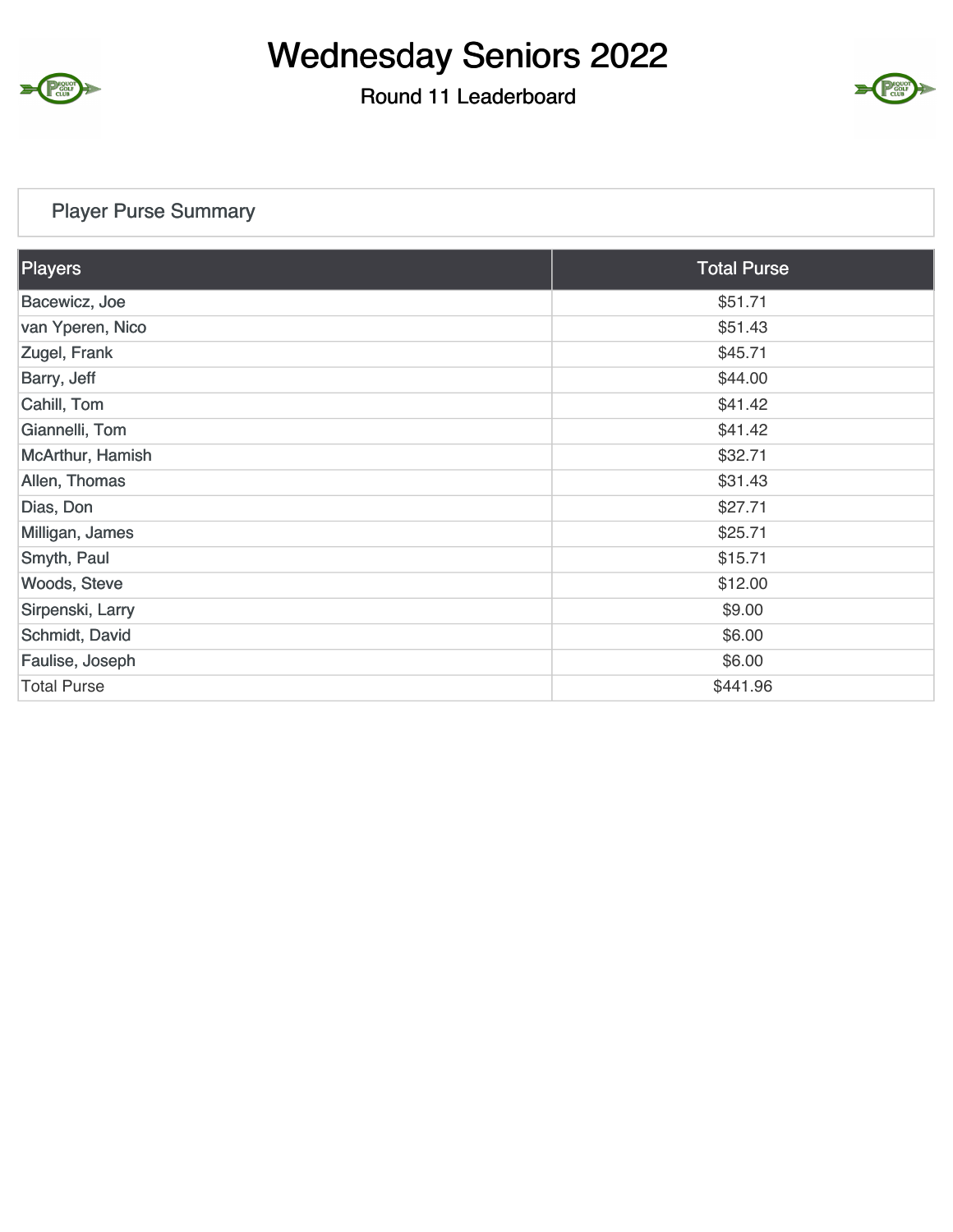# Wednesday Seniors 2022

## Round 11 Leaderboard

### Player Purse Summary

| Players | Total Purse |
|---|---|
| Bacewicz, Joe | $51.71 |
| van Yperen, Nico | $51.43 |
| Zugel, Frank | $45.71 |
| Barry, Jeff | $44.00 |
| Cahill, Tom | $41.42 |
| Giannelli, Tom | $41.42 |
| McArthur, Hamish | $32.71 |
| Allen, Thomas | $31.43 |
| Dias, Don | $27.71 |
| Milligan, James | $25.71 |
| Smyth, Paul | $15.71 |
| Woods, Steve | $12.00 |
| Sirpenski, Larry | $9.00 |
| Schmidt, David | $6.00 |
| Faulise, Joseph | $6.00 |
| Total Purse | $441.96 |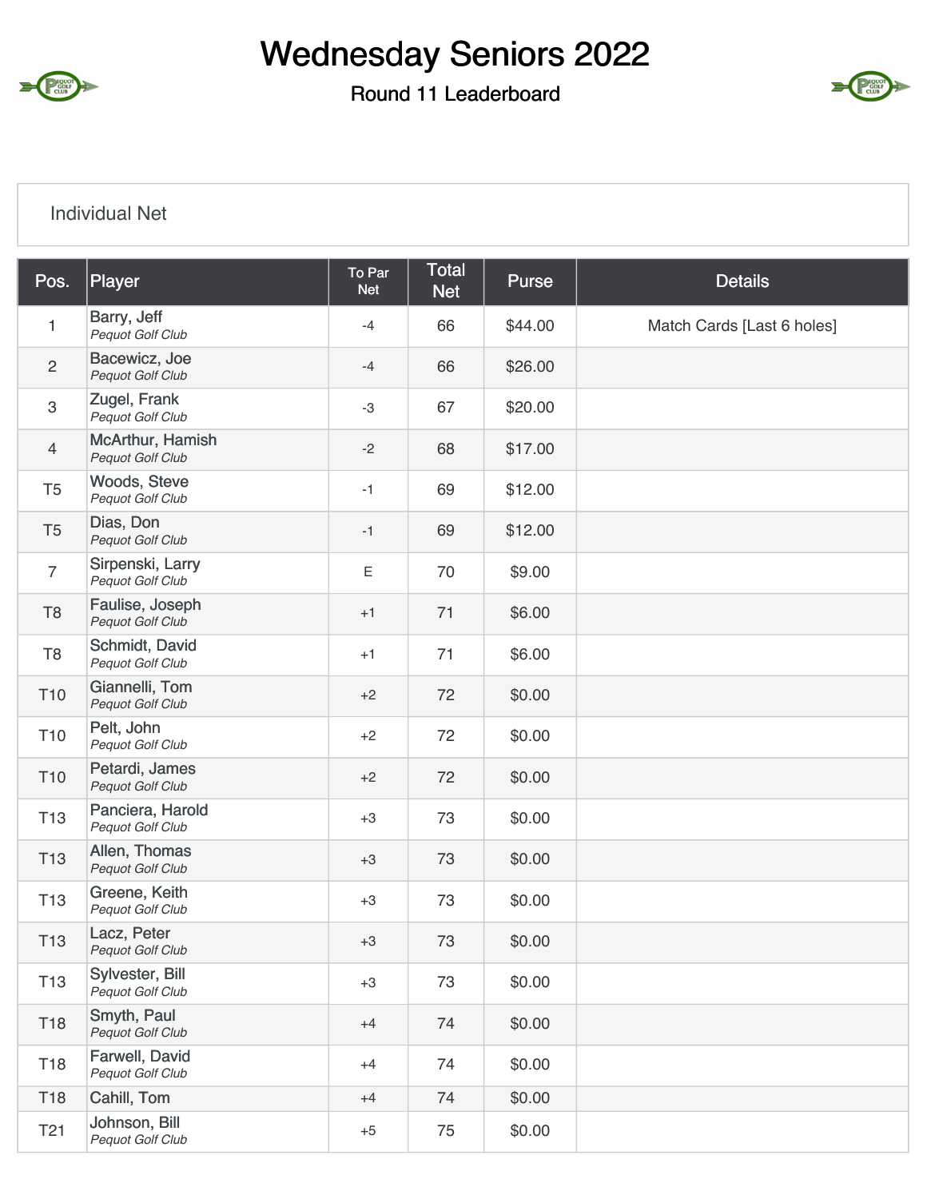# Wednesday Seniors 2022

## Round 11 Leaderboard

### Individual Net

| Pos. | Player | To Par Net | Total Net | Purse | Details |
|---|---|---|---|---|---|
| 1 | Barry, Jeff *Pequot Golf Club* | -4 | 66 | $44.00 | Match Cards [Last 6 holes] |
| 2 | Bacewicz, Joe *Pequot Golf Club* | -4 | 66 | $26.00 | |
| 3 | Zugel, Frank *Pequot Golf Club* | -3 | 67 | $20.00 | |
| 4 | McArthur, Hamish *Pequot Golf Club* | -2 | 68 | $17.00 | |
| T5 | Woods, Steve *Pequot Golf Club* | -1 | 69 | $12.00 | |
| T5 | Dias, Don *Pequot Golf Club* | -1 | 69 | $12.00 | |
| 7 | Sirpenski, Larry *Pequot Golf Club* | E | 70 | $9.00 | |
| T8 | Faulise, Joseph *Pequot Golf Club* | +1 | 71 | $6.00 | |
| T8 | Schmidt, David *Pequot Golf Club* | +1 | 71 | $6.00 | |
| T10 | Giannelli, Tom *Pequot Golf Club* | +2 | 72 | $0.00 | |
| T10 | Pelt, John *Pequot Golf Club* | +2 | 72 | $0.00 | |
| T10 | Petardi, James *Pequot Golf Club* | +2 | 72 | $0.00 | |
| T13 | Panciera, Harold *Pequot Golf Club* | +3 | 73 | $0.00 | |
| T13 | Allen, Thomas *Pequot Golf Club* | +3 | 73 | $0.00 | |
| T13 | Greene, Keith *Pequot Golf Club* | +3 | 73 | $0.00 | |
| T13 | Lacz, Peter *Pequot Golf Club* | +3 | 73 | $0.00 | |
| T13 | Sylvester, Bill *Pequot Golf Club* | +3 | 73 | $0.00 | |
| T18 | Smyth, Paul *Pequot Golf Club* | +4 | 74 | $0.00 | |
| T18 | Farwell, David *Pequot Golf Club* | +4 | 74 | $0.00 | |
| T18 | Cahill, Tom | +4 | 74 | $0.00 | |
| T21 | Johnson, Bill *Pequot Golf Club* | +5 | 75 | $0.00 | |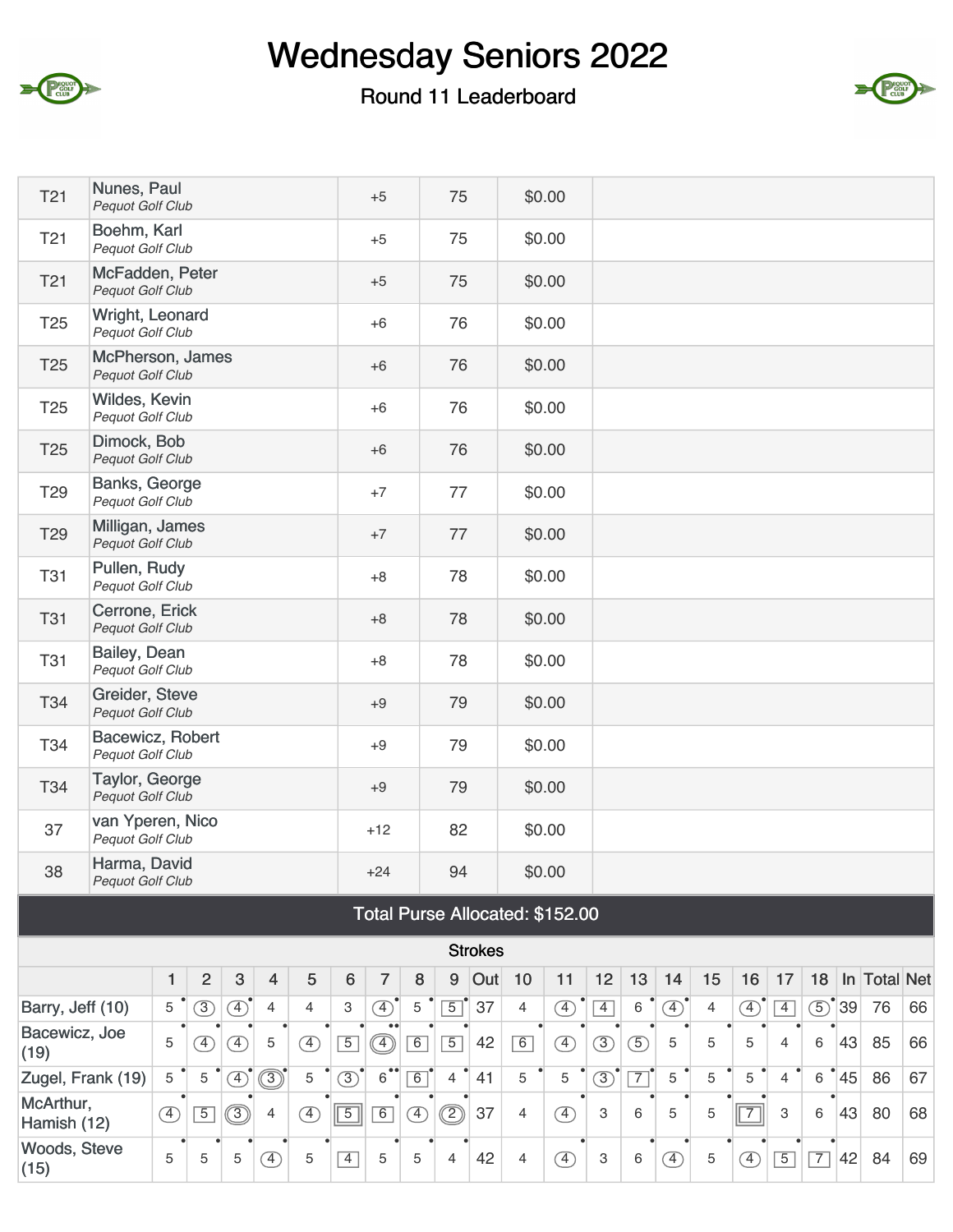# Wednesday Seniors 2022

Round 11 Leaderboard

| Pos | Player | To Par | Score | Purse | |
|---|---|---|---|---|---|
| T21 | Nunes, Paul<br>*Pequot Golf Club* | +5 | 75 | $0.00 | |
| T21 | Boehm, Karl<br>*Pequot Golf Club* | +5 | 75 | $0.00 | |
| T21 | McFadden, Peter<br>*Pequot Golf Club* | +5 | 75 | $0.00 | |
| T25 | Wright, Leonard<br>*Pequot Golf Club* | +6 | 76 | $0.00 | |
| T25 | McPherson, James<br>*Pequot Golf Club* | +6 | 76 | $0.00 | |
| T25 | Wildes, Kevin<br>*Pequot Golf Club* | +6 | 76 | $0.00 | |
| T25 | Dimock, Bob<br>*Pequot Golf Club* | +6 | 76 | $0.00 | |
| T29 | Banks, George<br>*Pequot Golf Club* | +7 | 77 | $0.00 | |
| T29 | Milligan, James<br>*Pequot Golf Club* | +7 | 77 | $0.00 | |
| T31 | Pullen, Rudy<br>*Pequot Golf Club* | +8 | 78 | $0.00 | |
| T31 | Cerrone, Erick<br>*Pequot Golf Club* | +8 | 78 | $0.00 | |
| T31 | Bailey, Dean<br>*Pequot Golf Club* | +8 | 78 | $0.00 | |
| T34 | Greider, Steve<br>*Pequot Golf Club* | +9 | 79 | $0.00 | |
| T34 | Bacewicz, Robert<br>*Pequot Golf Club* | +9 | 79 | $0.00 | |
| T34 | Taylor, George<br>*Pequot Golf Club* | +9 | 79 | $0.00 | |
| 37 | van Yperen, Nico<br>*Pequot Golf Club* | +12 | 82 | $0.00 | |
| 38 | Harma, David<br>*Pequot Golf Club* | +24 | 94 | $0.00 | |

**Total Purse Allocated: $152.00**

**Strokes**

| | 1 | 2 | 3 | 4 | 5 | 6 | 7 | 8 | 9 | Out | 10 | 11 | 12 | 13 | 14 | 15 | 16 | 17 | 18 | In | Total | Net |
|---|---|---|---|---|---|---|---|---|---|---|---|---|---|---|---|---|---|---|---|---|---|---|
| Barry, Jeff (10) | 5 | 3 | 4 | 4 | 4 | 3 | 4 | 5 | 5 | 37 | 4 | 4 | 4 | 6 | 4 | 4 | 4 | 4 | 5 | 39 | 76 | 66 |
| Bacewicz, Joe (19) | 5 | 4 | 4 | 5 | 4 | 5 | 4 | 6 | 5 | 42 | 6 | 4 | 3 | 5 | 5 | 5 | 5 | 4 | 6 | 43 | 85 | 66 |
| Zugel, Frank (19) | 5 | 5 | 4 | 3 | 5 | 3 | 6 | 6 | 4 | 41 | 5 | 5 | 3 | 7 | 5 | 5 | 5 | 4 | 6 | 45 | 86 | 67 |
| McArthur, Hamish (12) | 4 | 5 | 3 | 4 | 4 | 5 | 6 | 4 | 2 | 37 | 4 | 4 | 3 | 6 | 5 | 5 | 7 | 3 | 6 | 43 | 80 | 68 |
| Woods, Steve (15) | 5 | 5 | 5 | 4 | 5 | 4 | 5 | 5 | 4 | 42 | 4 | 4 | 3 | 6 | 4 | 5 | 4 | 5 | 7 | 42 | 84 | 69 |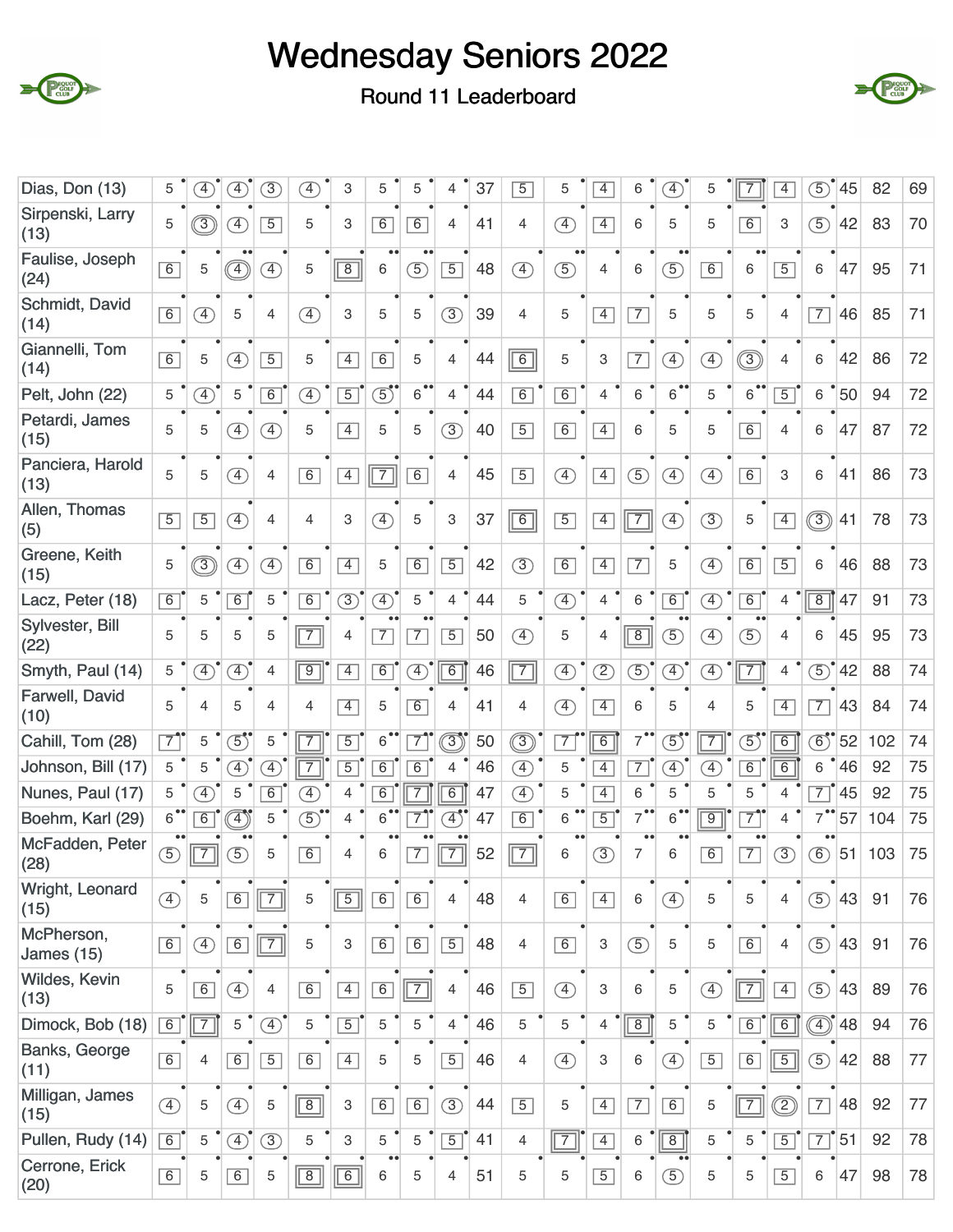# Wednesday Seniors 2022

## Round 11 Leaderboard

| Player | 1 | 2 | 3 | 4 | 5 | 6 | 7 | 8 | 9 | Out | 10 | 11 | 12 | 13 | 14 | 15 | 16 | 17 | 18 | In | Gross | Net |
|---|---|---|---|---|---|---|---|---|---|---|---|---|---|---|---|---|---|---|---|---|---|---|
| Dias, Don (13) | 5 | 4 | 4 | 3 | 4 | 3 | 5 | 5 | 4 | 37 | 5 | 5 | 4 | 6 | 4 | 5 | 7 | 4 | 5 | 45 | 82 | 69 |
| Sirpenski, Larry (13) | 5 | 3 | 4 | 5 | 5 | 3 | 6 | 6 | 4 | 41 | 4 | 4 | 4 | 6 | 5 | 5 | 6 | 3 | 5 | 42 | 83 | 70 |
| Faulise, Joseph (24) | 6 | 5 | 4 | 4 | 5 | 8 | 6 | 5 | 5 | 48 | 4 | 5 | 4 | 6 | 5 | 6 | 6 | 5 | 6 | 47 | 95 | 71 |
| Schmidt, David (14) | 6 | 4 | 5 | 4 | 4 | 3 | 5 | 5 | 3 | 39 | 4 | 5 | 4 | 7 | 5 | 5 | 5 | 4 | 7 | 46 | 85 | 71 |
| Giannelli, Tom (14) | 6 | 5 | 4 | 5 | 5 | 4 | 6 | 5 | 4 | 44 | 6 | 5 | 3 | 7 | 4 | 4 | 3 | 4 | 6 | 42 | 86 | 72 |
| Pelt, John (22) | 5 | 4 | 5 | 6 | 4 | 5 | 5 | 6 | 4 | 44 | 6 | 6 | 4 | 6 | 6 | 5 | 6 | 5 | 6 | 50 | 94 | 72 |
| Petardi, James (15) | 5 | 5 | 4 | 4 | 5 | 4 | 5 | 5 | 3 | 40 | 5 | 6 | 4 | 6 | 5 | 5 | 6 | 4 | 6 | 47 | 87 | 72 |
| Panciera, Harold (13) | 5 | 5 | 4 | 4 | 6 | 4 | 7 | 6 | 4 | 45 | 5 | 4 | 4 | 5 | 4 | 4 | 6 | 3 | 6 | 41 | 86 | 73 |
| Allen, Thomas (5) | 5 | 5 | 4 | 4 | 4 | 3 | 4 | 5 | 3 | 37 | 6 | 5 | 4 | 7 | 4 | 3 | 5 | 4 | 3 | 41 | 78 | 73 |
| Greene, Keith (15) | 5 | 3 | 4 | 4 | 6 | 4 | 5 | 6 | 5 | 42 | 3 | 6 | 4 | 7 | 5 | 4 | 6 | 5 | 6 | 46 | 88 | 73 |
| Lacz, Peter (18) | 6 | 5 | 6 | 5 | 6 | 3 | 4 | 5 | 4 | 44 | 5 | 4 | 4 | 6 | 6 | 4 | 6 | 4 | 8 | 47 | 91 | 73 |
| Sylvester, Bill (22) | 5 | 5 | 5 | 5 | 7 | 4 | 7 | 7 | 5 | 50 | 4 | 5 | 4 | 8 | 5 | 4 | 5 | 4 | 6 | 45 | 95 | 73 |
| Smyth, Paul (14) | 5 | 4 | 4 | 4 | 9 | 4 | 6 | 4 | 6 | 46 | 7 | 4 | 2 | 5 | 4 | 4 | 7 | 4 | 5 | 42 | 88 | 74 |
| Farwell, David (10) | 5 | 4 | 5 | 4 | 4 | 4 | 5 | 6 | 4 | 41 | 4 | 4 | 4 | 6 | 5 | 4 | 5 | 4 | 7 | 43 | 84 | 74 |
| Cahill, Tom (28) | 7 | 5 | 5 | 5 | 7 | 5 | 6 | 7 | 3 | 50 | 3 | 7 | 6 | 7 | 5 | 7 | 5 | 6 | 6 | 52 | 102 | 74 |
| Johnson, Bill (17) | 5 | 5 | 4 | 4 | 7 | 5 | 6 | 6 | 4 | 46 | 4 | 5 | 4 | 7 | 4 | 4 | 6 | 6 | 6 | 46 | 92 | 75 |
| Nunes, Paul (17) | 5 | 4 | 5 | 6 | 4 | 4 | 6 | 7 | 6 | 47 | 4 | 5 | 4 | 6 | 5 | 5 | 5 | 4 | 7 | 45 | 92 | 75 |
| Boehm, Karl (29) | 6 | 6 | 4 | 5 | 5 | 4 | 6 | 7 | 4 | 47 | 6 | 6 | 5 | 7 | 6 | 9 | 7 | 4 | 7 | 57 | 104 | 75 |
| McFadden, Peter (28) | 5 | 7 | 5 | 5 | 6 | 4 | 6 | 7 | 7 | 52 | 7 | 6 | 3 | 7 | 6 | 6 | 7 | 3 | 6 | 51 | 103 | 75 |
| Wright, Leonard (15) | 4 | 5 | 6 | 7 | 5 | 5 | 6 | 6 | 4 | 48 | 4 | 6 | 4 | 6 | 4 | 5 | 5 | 4 | 5 | 43 | 91 | 76 |
| McPherson, James (15) | 6 | 4 | 6 | 7 | 5 | 3 | 6 | 6 | 5 | 48 | 4 | 6 | 3 | 5 | 5 | 5 | 6 | 4 | 5 | 43 | 91 | 76 |
| Wildes, Kevin (13) | 5 | 6 | 4 | 4 | 6 | 4 | 6 | 7 | 4 | 46 | 5 | 4 | 3 | 6 | 5 | 4 | 7 | 4 | 5 | 43 | 89 | 76 |
| Dimock, Bob (18) | 6 | 7 | 5 | 4 | 5 | 5 | 5 | 5 | 4 | 46 | 5 | 5 | 4 | 8 | 5 | 5 | 6 | 6 | 4 | 48 | 94 | 76 |
| Banks, George (11) | 6 | 4 | 6 | 5 | 6 | 4 | 5 | 5 | 5 | 46 | 4 | 4 | 3 | 6 | 4 | 5 | 6 | 5 | 5 | 42 | 88 | 77 |
| Milligan, James (15) | 4 | 5 | 4 | 5 | 8 | 3 | 6 | 6 | 3 | 44 | 5 | 5 | 4 | 7 | 6 | 5 | 7 | 2 | 7 | 48 | 92 | 77 |
| Pullen, Rudy (14) | 6 | 5 | 4 | 3 | 5 | 3 | 5 | 5 | 5 | 41 | 4 | 7 | 4 | 6 | 8 | 5 | 5 | 5 | 7 | 51 | 92 | 78 |
| Cerrone, Erick (20) | 6 | 5 | 6 | 5 | 8 | 6 | 6 | 5 | 4 | 51 | 5 | 5 | 5 | 6 | 5 | 5 | 5 | 5 | 6 | 47 | 98 | 78 |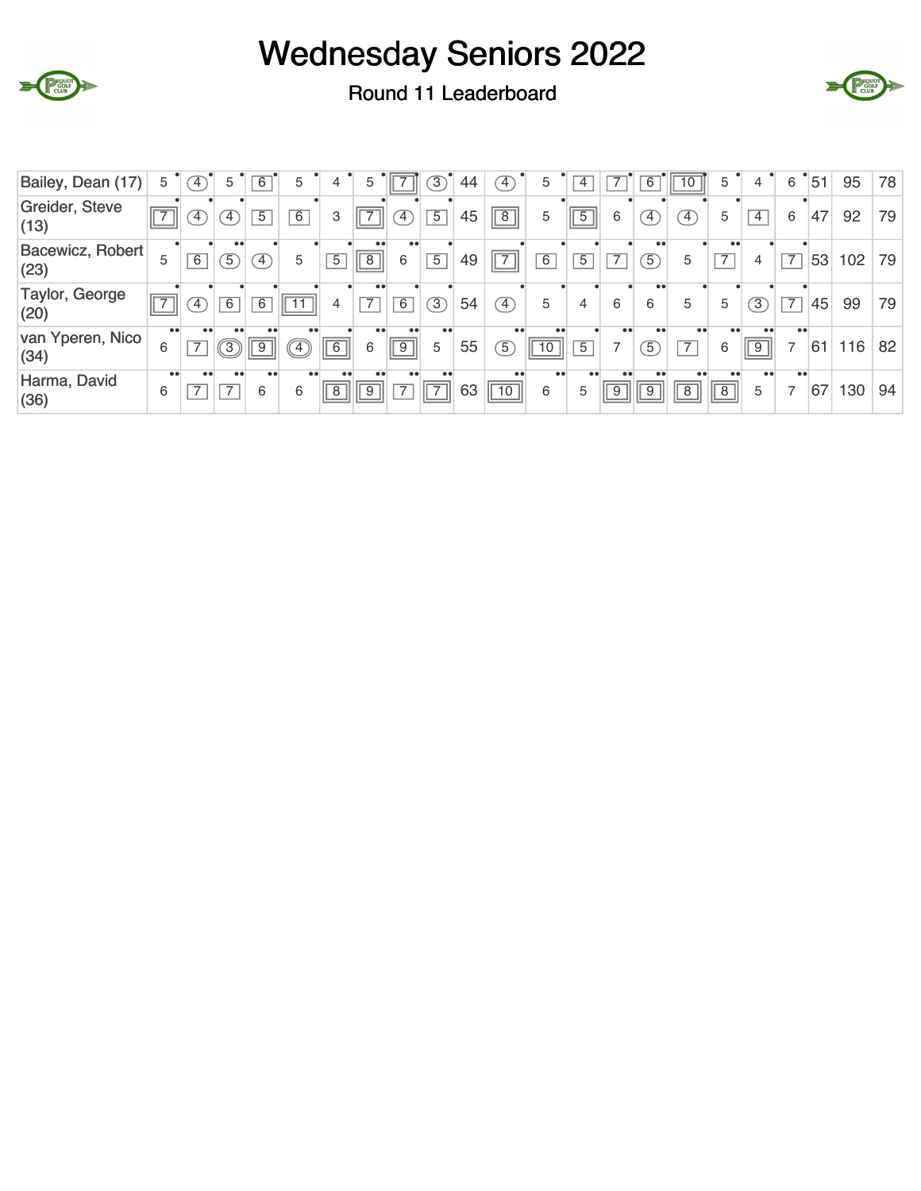# Wednesday Seniors 2022

## Round 11 Leaderboard

| Player | 1 | 2 | 3 | 4 | 5 | 6 | 7 | 8 | 9 | Out | 10 | 11 | 12 | 13 | 14 | 15 | 16 | 17 | 18 | In | Total | Net |
|---|---|---|---|---|---|---|---|---|---|---|---|---|---|---|---|---|---|---|---|---|---|---|
| Bailey, Dean (17) | 5 | 4 | 5 | 6 | 5 | 4 | 5 | 7 | 3 | 44 | 4 | 5 | 4 | 7 | 6 | 10 | 5 | 4 | 6 | 51 | 95 | 78 |
| Greider, Steve (13) | 7 | 4 | 4 | 5 | 6 | 3 | 7 | 4 | 5 | 45 | 8 | 5 | 5 | 6 | 4 | 4 | 5 | 4 | 6 | 47 | 92 | 79 |
| Bacewicz, Robert (23) | 5 | 6 | 5 | 4 | 5 | 5 | 8 | 6 | 5 | 49 | 7 | 6 | 5 | 7 | 5 | 5 | 7 | 4 | 7 | 53 | 102 | 79 |
| Taylor, George (20) | 7 | 4 | 6 | 6 | 11 | 4 | 7 | 6 | 3 | 54 | 4 | 5 | 4 | 6 | 6 | 5 | 5 | 3 | 7 | 45 | 99 | 79 |
| van Yperen, Nico (34) | 6 | 7 | 3 | 9 | 4 | 6 | 6 | 9 | 5 | 55 | 5 | 10 | 5 | 7 | 5 | 7 | 6 | 9 | 7 | 61 | 116 | 82 |
| Harma, David (36) | 6 | 7 | 7 | 6 | 6 | 8 | 9 | 7 | 7 | 63 | 10 | 6 | 5 | 9 | 9 | 8 | 8 | 5 | 7 | 67 | 130 | 94 |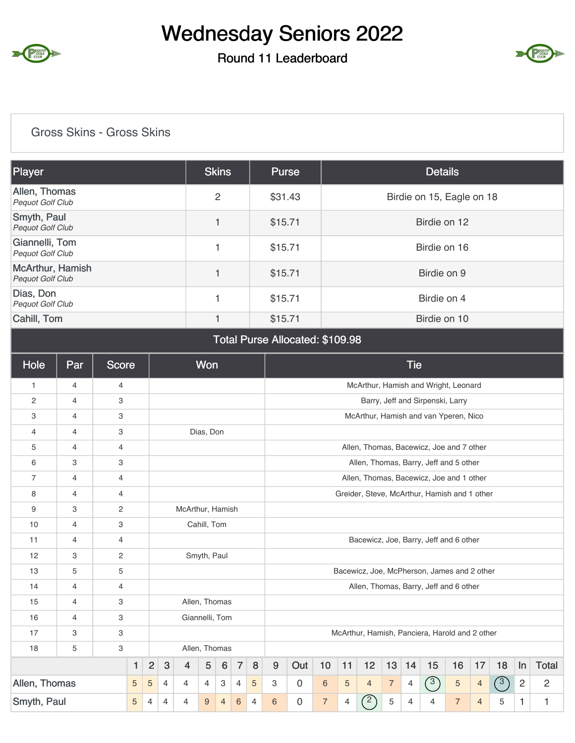# Wednesday Seniors 2022

## Round 11 Leaderboard

### Gross Skins - Gross Skins

| Player | Skins | Purse | Details |
|---|---|---|---|
| Allen, Thomas *Pequot Golf Club* | 2 | $31.43 | Birdie on 15, Eagle on 18 |
| Smyth, Paul *Pequot Golf Club* | 1 | $15.71 | Birdie on 12 |
| Giannelli, Tom *Pequot Golf Club* | 1 | $15.71 | Birdie on 16 |
| McArthur, Hamish *Pequot Golf Club* | 1 | $15.71 | Birdie on 9 |
| Dias, Don *Pequot Golf Club* | 1 | $15.71 | Birdie on 4 |
| Cahill, Tom | 1 | $15.71 | Birdie on 10 |

**Total Purse Allocated: $109.98**

| Hole | Par | Score | Won | Tie |
|---|---|---|---|---|
| 1 | 4 | 4 | | McArthur, Hamish and Wright, Leonard |
| 2 | 4 | 3 | | Barry, Jeff and Sirpenski, Larry |
| 3 | 4 | 3 | | McArthur, Hamish and van Yperen, Nico |
| 4 | 4 | 3 | Dias, Don | |
| 5 | 4 | 4 | | Allen, Thomas, Bacewicz, Joe and 7 other |
| 6 | 3 | 3 | | Allen, Thomas, Barry, Jeff and 5 other |
| 7 | 4 | 4 | | Allen, Thomas, Bacewicz, Joe and 1 other |
| 8 | 4 | 4 | | Greider, Steve, McArthur, Hamish and 1 other |
| 9 | 3 | 2 | McArthur, Hamish | |
| 10 | 4 | 3 | Cahill, Tom | |
| 11 | 4 | 4 | | Bacewicz, Joe, Barry, Jeff and 6 other |
| 12 | 3 | 2 | Smyth, Paul | |
| 13 | 5 | 5 | | Bacewicz, Joe, McPherson, James and 2 other |
| 14 | 4 | 4 | | Allen, Thomas, Barry, Jeff and 6 other |
| 15 | 4 | 3 | Allen, Thomas | |
| 16 | 4 | 3 | Giannelli, Tom | |
| 17 | 3 | 3 | | McArthur, Hamish, Panciera, Harold and 2 other |
| 18 | 5 | 3 | Allen, Thomas | |

| | 1 | 2 | 3 | 4 | 5 | 6 | 7 | 8 | 9 | Out | 10 | 11 | 12 | 13 | 14 | 15 | 16 | 17 | 18 | In | Total |
|---|---|---|---|---|---|---|---|---|---|---|---|---|---|---|---|---|---|---|---|---|---|
| Allen, Thomas | 5 | 5 | 4 | 4 | 4 | 3 | 4 | 5 | 3 | 0 | 6 | 5 | 4 | 7 | 4 | 3 | 5 | 4 | 3 | 2 | 2 |
| Smyth, Paul | 5 | 4 | 4 | 4 | 9 | 4 | 6 | 4 | 6 | 0 | 7 | 4 | 2 | 5 | 4 | 4 | 7 | 4 | 5 | 1 | 1 |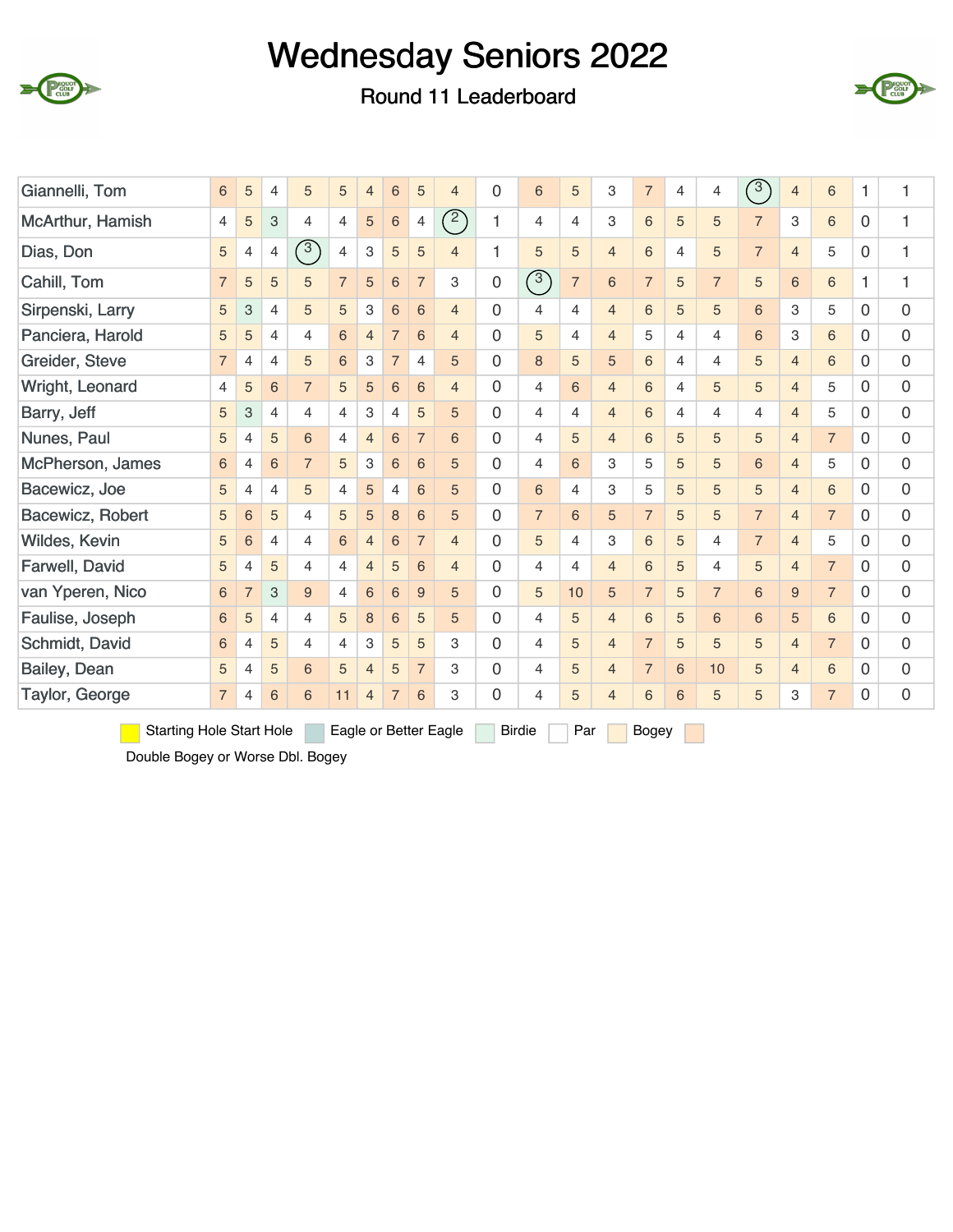# Wednesday Seniors 2022

## Round 11 Leaderboard

| | | | | | | | | | | | | | | | | | | | | | |
|---|---|---|---|---|---|---|---|---|---|---|---|---|---|---|---|---|---|---|---|---|---|
| Giannelli, Tom | 6 | 5 | 4 | 5 | 5 | 4 | 6 | 5 | 4 | 0 | 6 | 5 | 3 | 7 | 4 | 4 | 3 | 4 | 6 | 1 | 1 |
| McArthur, Hamish | 4 | 5 | 3 | 4 | 4 | 5 | 6 | 4 | 2 | 1 | 4 | 4 | 3 | 6 | 5 | 5 | 7 | 3 | 6 | 0 | 1 |
| Dias, Don | 5 | 4 | 4 | 3 | 4 | 3 | 5 | 5 | 4 | 1 | 5 | 5 | 4 | 6 | 4 | 5 | 7 | 4 | 5 | 0 | 1 |
| Cahill, Tom | 7 | 5 | 5 | 5 | 7 | 5 | 6 | 7 | 3 | 0 | 3 | 7 | 6 | 7 | 5 | 7 | 5 | 6 | 6 | 1 | 1 |
| Sirpenski, Larry | 5 | 3 | 4 | 5 | 5 | 3 | 6 | 6 | 4 | 0 | 4 | 4 | 4 | 6 | 5 | 5 | 6 | 3 | 5 | 0 | 0 |
| Panciera, Harold | 5 | 5 | 4 | 4 | 6 | 4 | 7 | 6 | 4 | 0 | 5 | 4 | 4 | 5 | 4 | 4 | 6 | 3 | 6 | 0 | 0 |
| Greider, Steve | 7 | 4 | 4 | 5 | 6 | 3 | 7 | 4 | 5 | 0 | 8 | 5 | 5 | 6 | 4 | 4 | 5 | 4 | 6 | 0 | 0 |
| Wright, Leonard | 4 | 5 | 6 | 7 | 5 | 5 | 6 | 6 | 4 | 0 | 4 | 6 | 4 | 6 | 4 | 5 | 5 | 4 | 5 | 0 | 0 |
| Barry, Jeff | 5 | 3 | 4 | 4 | 4 | 3 | 4 | 5 | 5 | 0 | 4 | 4 | 4 | 6 | 4 | 4 | 4 | 4 | 5 | 0 | 0 |
| Nunes, Paul | 5 | 4 | 5 | 6 | 4 | 4 | 6 | 7 | 6 | 0 | 4 | 5 | 4 | 6 | 5 | 5 | 5 | 4 | 7 | 0 | 0 |
| McPherson, James | 6 | 4 | 6 | 7 | 5 | 3 | 6 | 6 | 5 | 0 | 4 | 6 | 3 | 5 | 5 | 5 | 6 | 4 | 5 | 0 | 0 |
| Bacewicz, Joe | 5 | 4 | 4 | 5 | 4 | 5 | 4 | 6 | 5 | 0 | 6 | 4 | 3 | 5 | 5 | 5 | 5 | 4 | 6 | 0 | 0 |
| Bacewicz, Robert | 5 | 6 | 5 | 4 | 5 | 5 | 8 | 6 | 5 | 0 | 7 | 6 | 5 | 7 | 5 | 5 | 7 | 4 | 7 | 0 | 0 |
| Wildes, Kevin | 5 | 6 | 4 | 4 | 6 | 4 | 6 | 7 | 4 | 0 | 5 | 4 | 3 | 6 | 5 | 4 | 7 | 4 | 5 | 0 | 0 |
| Farwell, David | 5 | 4 | 5 | 4 | 4 | 4 | 5 | 6 | 4 | 0 | 4 | 4 | 4 | 6 | 5 | 4 | 5 | 4 | 7 | 0 | 0 |
| van Yperen, Nico | 6 | 7 | 3 | 9 | 4 | 6 | 6 | 9 | 5 | 0 | 5 | 10 | 5 | 7 | 5 | 7 | 6 | 9 | 7 | 0 | 0 |
| Faulise, Joseph | 6 | 5 | 4 | 4 | 5 | 8 | 6 | 5 | 5 | 0 | 4 | 5 | 4 | 6 | 5 | 6 | 6 | 5 | 6 | 0 | 0 |
| Schmidt, David | 6 | 4 | 5 | 4 | 4 | 3 | 5 | 5 | 3 | 0 | 4 | 5 | 4 | 7 | 5 | 5 | 5 | 4 | 7 | 0 | 0 |
| Bailey, Dean | 5 | 4 | 5 | 6 | 5 | 4 | 5 | 7 | 3 | 0 | 4 | 5 | 4 | 7 | 6 | 10 | 5 | 4 | 6 | 0 | 0 |
| Taylor, George | 7 | 4 | 6 | 6 | 11 | 4 | 7 | 6 | 3 | 0 | 4 | 5 | 4 | 6 | 6 | 5 | 5 | 3 | 7 | 0 | 0 |

Starting Hole Start Hole | Eagle or Better Eagle | Birdie | Par | Bogey | Double Bogey or Worse Dbl. Bogey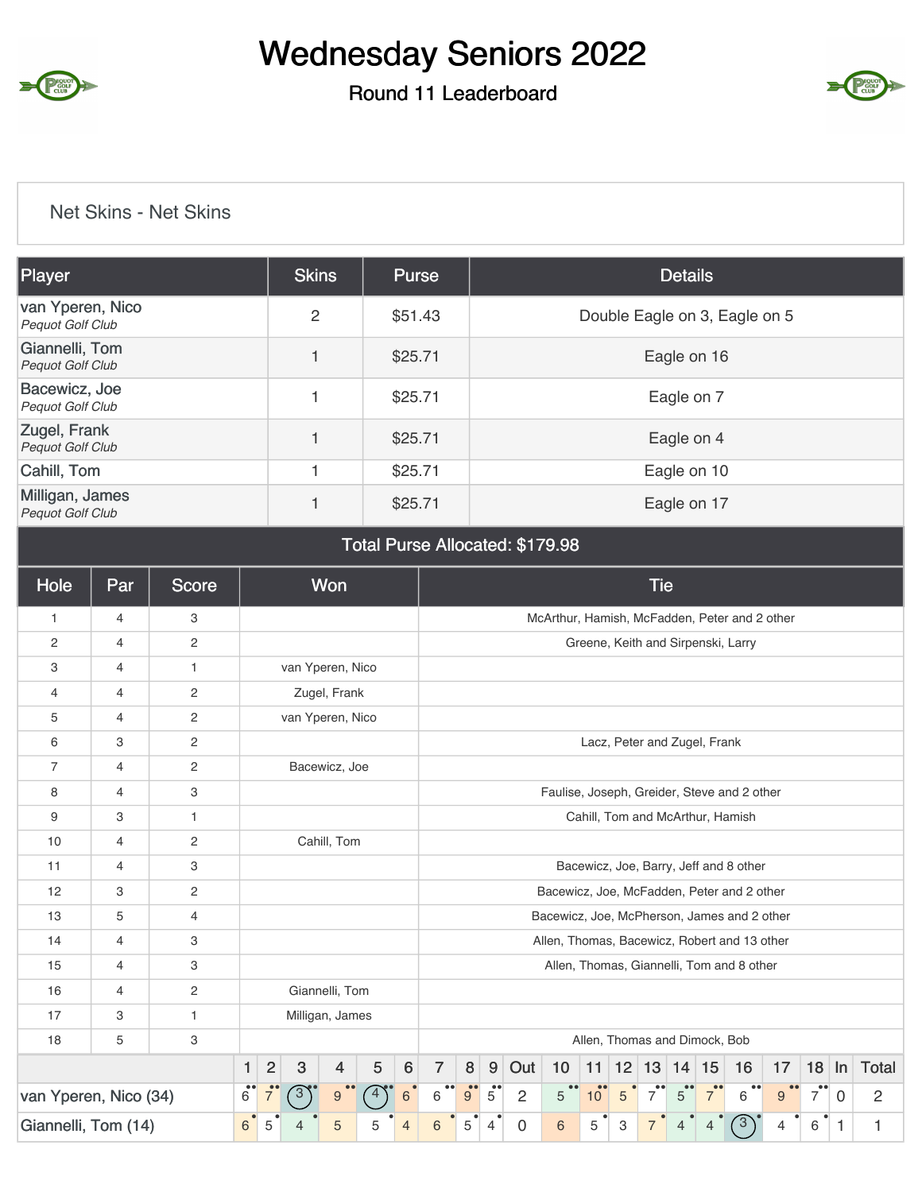# Wednesday Seniors 2022

## Round 11 Leaderboard

Net Skins - Net Skins

| Player | Skins | Purse | Details |
|---|---|---|---|
| van Yperen, Nico *Pequot Golf Club* | 2 | $51.43 | Double Eagle on 3, Eagle on 5 |
| Giannelli, Tom *Pequot Golf Club* | 1 | $25.71 | Eagle on 16 |
| Bacewicz, Joe *Pequot Golf Club* | 1 | $25.71 | Eagle on 7 |
| Zugel, Frank *Pequot Golf Club* | 1 | $25.71 | Eagle on 4 |
| Cahill, Tom | 1 | $25.71 | Eagle on 10 |
| Milligan, James *Pequot Golf Club* | 1 | $25.71 | Eagle on 17 |
| Total Purse Allocated: $179.98 | | | |

| Hole | Par | Score | Won | Tie |
|---|---|---|---|---|
| 1 | 4 | 3 | | McArthur, Hamish, McFadden, Peter and 2 other |
| 2 | 4 | 2 | | Greene, Keith and Sirpenski, Larry |
| 3 | 4 | 1 | van Yperen, Nico | |
| 4 | 4 | 2 | Zugel, Frank | |
| 5 | 4 | 2 | van Yperen, Nico | |
| 6 | 3 | 2 | | Lacz, Peter and Zugel, Frank |
| 7 | 4 | 2 | Bacewicz, Joe | |
| 8 | 4 | 3 | | Faulise, Joseph, Greider, Steve and 2 other |
| 9 | 3 | 1 | | Cahill, Tom and McArthur, Hamish |
| 10 | 4 | 2 | Cahill, Tom | |
| 11 | 4 | 3 | | Bacewicz, Joe, Barry, Jeff and 8 other |
| 12 | 3 | 2 | | Bacewicz, Joe, McFadden, Peter and 2 other |
| 13 | 5 | 4 | | Bacewicz, Joe, McPherson, James and 2 other |
| 14 | 4 | 3 | | Allen, Thomas, Bacewicz, Robert and 13 other |
| 15 | 4 | 3 | | Allen, Thomas, Giannelli, Tom and 8 other |
| 16 | 4 | 2 | Giannelli, Tom | |
| 17 | 3 | 1 | Milligan, James | |
| 18 | 5 | 3 | | Allen, Thomas and Dimock, Bob |

| | 1 | 2 | 3 | 4 | 5 | 6 | 7 | 8 | 9 | Out | 10 | 11 | 12 | 13 | 14 | 15 | 16 | 17 | 18 | In | Total |
|---|---|---|---|---|---|---|---|---|---|---|---|---|---|---|---|---|---|---|---|---|---|
| van Yperen, Nico (34) | 6 | 7 | 3 | 9 | 4 | 6 | 6 | 9 | 5 | 2 | 5 | 10 | 5 | 7 | 5 | 7 | 6 | 9 | 7 | 0 | 2 |
| Giannelli, Tom (14) | 6 | 5 | 4 | 5 | 5 | 4 | 6 | 5 | 4 | 0 | 6 | 5 | 3 | 7 | 4 | 4 | 3 | 4 | 6 | 1 | 1 |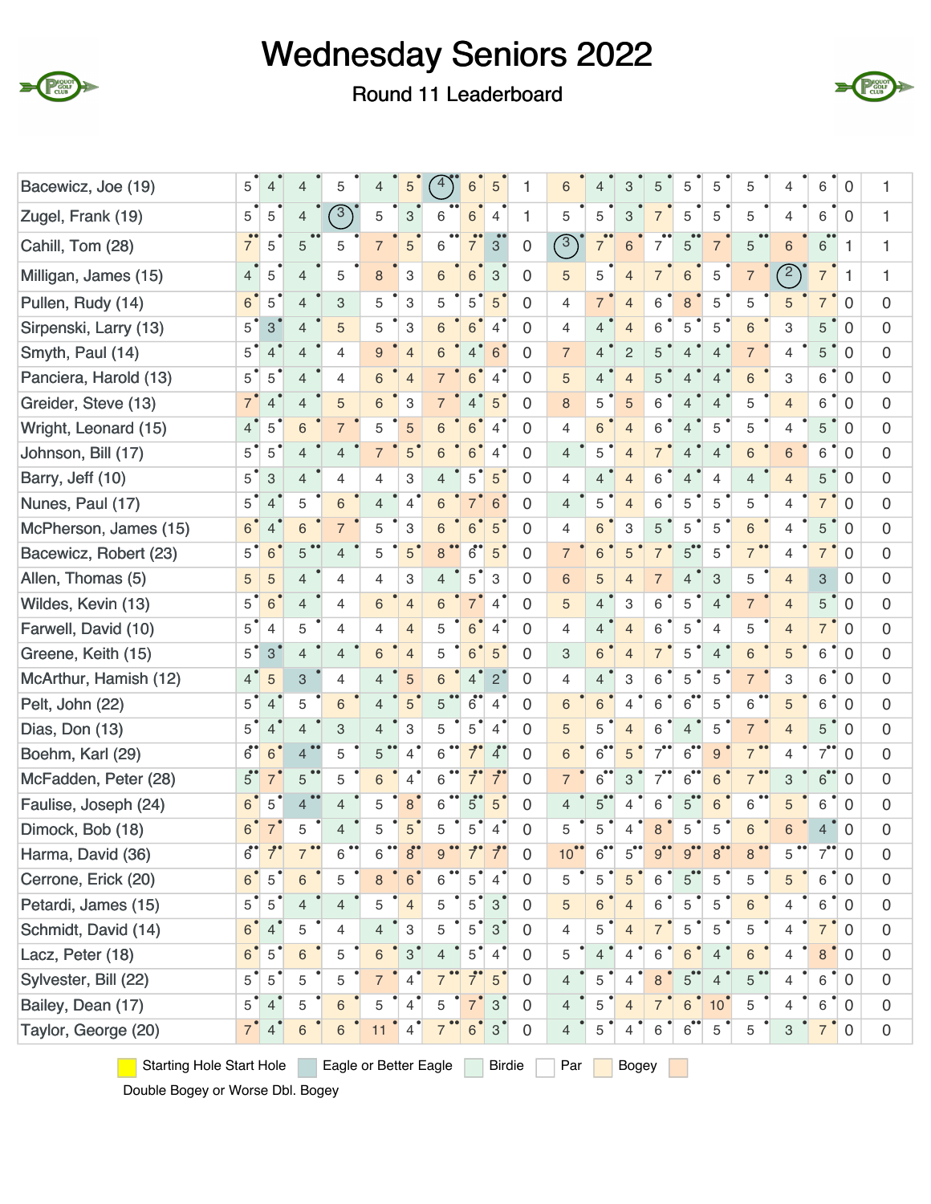# Wednesday Seniors 2022

Round 11 Leaderboard

| | | | | | | | | | | | | | | | | | | | | | |
|---|---|---|---|---|---|---|---|---|---|---|---|---|---|---|---|---|---|---|---|---|---|
| Bacewicz, Joe (19) | 5 | 4 | 4 | 5 | 4 | 5 | 4 | 6 | 5 | 1 | 6 | 4 | 3 | 5 | 5 | 5 | 5 | 4 | 6 | 0 | 1 |
| Zugel, Frank (19) | 5 | 5 | 4 | 3 | 5 | 3 | 6 | 6 | 4 | 1 | 5 | 5 | 3 | 7 | 5 | 5 | 5 | 4 | 6 | 0 | 1 |
| Cahill, Tom (28) | 7 | 5 | 5 | 5 | 7 | 5 | 6 | 7 | 3 | 0 | 3 | 7 | 6 | 7 | 5 | 7 | 5 | 6 | 6 | 1 | 1 |
| Milligan, James (15) | 4 | 5 | 4 | 5 | 8 | 3 | 6 | 6 | 3 | 0 | 5 | 5 | 4 | 7 | 6 | 5 | 7 | 2 | 7 | 1 | 1 |
| Pullen, Rudy (14) | 6 | 5 | 4 | 3 | 5 | 3 | 5 | 5 | 5 | 0 | 4 | 7 | 4 | 6 | 8 | 5 | 5 | 5 | 7 | 0 | 0 |
| Sirpenski, Larry (13) | 5 | 3 | 4 | 5 | 5 | 3 | 6 | 6 | 4 | 0 | 4 | 4 | 4 | 6 | 5 | 5 | 6 | 3 | 5 | 0 | 0 |
| Smyth, Paul (14) | 5 | 4 | 4 | 4 | 9 | 4 | 6 | 4 | 6 | 0 | 7 | 4 | 2 | 5 | 4 | 4 | 7 | 4 | 5 | 0 | 0 |
| Panciera, Harold (13) | 5 | 5 | 4 | 4 | 6 | 4 | 7 | 6 | 4 | 0 | 5 | 4 | 4 | 5 | 4 | 4 | 6 | 3 | 6 | 0 | 0 |
| Greider, Steve (13) | 7 | 4 | 4 | 5 | 6 | 3 | 7 | 4 | 5 | 0 | 8 | 5 | 5 | 6 | 4 | 4 | 5 | 4 | 6 | 0 | 0 |
| Wright, Leonard (15) | 4 | 5 | 6 | 7 | 5 | 5 | 6 | 6 | 4 | 0 | 4 | 6 | 4 | 6 | 4 | 5 | 5 | 4 | 5 | 0 | 0 |
| Johnson, Bill (17) | 5 | 5 | 4 | 4 | 7 | 5 | 6 | 6 | 4 | 0 | 4 | 5 | 4 | 7 | 4 | 4 | 6 | 6 | 6 | 0 | 0 |
| Barry, Jeff (10) | 5 | 3 | 4 | 4 | 4 | 3 | 4 | 5 | 5 | 0 | 4 | 4 | 4 | 6 | 4 | 4 | 4 | 4 | 5 | 0 | 0 |
| Nunes, Paul (17) | 5 | 4 | 5 | 6 | 4 | 4 | 6 | 7 | 6 | 0 | 4 | 5 | 4 | 6 | 5 | 5 | 5 | 4 | 7 | 0 | 0 |
| McPherson, James (15) | 6 | 4 | 6 | 7 | 5 | 3 | 6 | 6 | 5 | 0 | 4 | 6 | 3 | 5 | 5 | 5 | 6 | 4 | 5 | 0 | 0 |
| Bacewicz, Robert (23) | 5 | 6 | 5 | 4 | 5 | 5 | 8 | 6 | 5 | 0 | 7 | 6 | 5 | 7 | 5 | 5 | 7 | 4 | 7 | 0 | 0 |
| Allen, Thomas (5) | 5 | 5 | 4 | 4 | 4 | 3 | 4 | 5 | 3 | 0 | 6 | 5 | 4 | 7 | 4 | 3 | 5 | 4 | 3 | 0 | 0 |
| Wildes, Kevin (13) | 5 | 6 | 4 | 4 | 6 | 4 | 6 | 7 | 4 | 0 | 5 | 4 | 3 | 6 | 5 | 4 | 7 | 4 | 5 | 0 | 0 |
| Farwell, David (10) | 5 | 4 | 5 | 4 | 4 | 4 | 5 | 6 | 4 | 0 | 4 | 4 | 4 | 6 | 5 | 4 | 5 | 4 | 7 | 0 | 0 |
| Greene, Keith (15) | 5 | 3 | 4 | 4 | 6 | 4 | 5 | 6 | 5 | 0 | 3 | 6 | 4 | 7 | 5 | 4 | 6 | 5 | 6 | 0 | 0 |
| McArthur, Hamish (12) | 4 | 5 | 3 | 4 | 4 | 5 | 6 | 4 | 2 | 0 | 4 | 4 | 3 | 6 | 5 | 5 | 7 | 3 | 6 | 0 | 0 |
| Pelt, John (22) | 5 | 4 | 5 | 6 | 4 | 5 | 5 | 6 | 4 | 0 | 6 | 6 | 4 | 6 | 6 | 5 | 6 | 5 | 6 | 0 | 0 |
| Dias, Don (13) | 5 | 4 | 4 | 3 | 4 | 3 | 5 | 5 | 4 | 0 | 5 | 5 | 4 | 6 | 4 | 5 | 7 | 4 | 5 | 0 | 0 |
| Boehm, Karl (29) | 6 | 6 | 4 | 5 | 5 | 4 | 6 | 7 | 4 | 0 | 6 | 6 | 5 | 7 | 6 | 9 | 7 | 4 | 7 | 0 | 0 |
| McFadden, Peter (28) | 5 | 7 | 5 | 5 | 6 | 4 | 6 | 7 | 7 | 0 | 7 | 6 | 3 | 7 | 6 | 6 | 7 | 3 | 6 | 0 | 0 |
| Faulise, Joseph (24) | 6 | 5 | 4 | 4 | 5 | 8 | 6 | 5 | 5 | 0 | 4 | 5 | 4 | 6 | 5 | 6 | 6 | 5 | 6 | 0 | 0 |
| Dimock, Bob (18) | 6 | 7 | 5 | 4 | 5 | 5 | 5 | 5 | 4 | 0 | 5 | 5 | 4 | 8 | 5 | 5 | 6 | 6 | 4 | 0 | 0 |
| Harma, David (36) | 6 | 7 | 7 | 6 | 6 | 8 | 9 | 7 | 7 | 0 | 10 | 6 | 5 | 9 | 9 | 8 | 8 | 5 | 7 | 0 | 0 |
| Cerrone, Erick (20) | 6 | 5 | 6 | 5 | 8 | 6 | 6 | 5 | 4 | 0 | 5 | 5 | 5 | 6 | 5 | 5 | 5 | 5 | 6 | 0 | 0 |
| Petardi, James (15) | 5 | 5 | 4 | 4 | 5 | 4 | 5 | 5 | 3 | 0 | 5 | 6 | 4 | 6 | 5 | 5 | 6 | 4 | 6 | 0 | 0 |
| Schmidt, David (14) | 6 | 4 | 5 | 4 | 4 | 3 | 5 | 5 | 3 | 0 | 4 | 5 | 4 | 7 | 5 | 5 | 5 | 4 | 7 | 0 | 0 |
| Lacz, Peter (18) | 6 | 5 | 6 | 5 | 6 | 3 | 4 | 5 | 4 | 0 | 5 | 4 | 4 | 6 | 6 | 4 | 6 | 4 | 8 | 0 | 0 |
| Sylvester, Bill (22) | 5 | 5 | 5 | 5 | 7 | 4 | 7 | 7 | 5 | 0 | 4 | 5 | 4 | 8 | 5 | 4 | 5 | 4 | 6 | 0 | 0 |
| Bailey, Dean (17) | 5 | 4 | 5 | 6 | 5 | 4 | 5 | 7 | 3 | 0 | 4 | 5 | 4 | 7 | 6 | 10 | 5 | 4 | 6 | 0 | 0 |
| Taylor, George (20) | 7 | 4 | 6 | 6 | 11 | 4 | 7 | 6 | 3 | 0 | 4 | 5 | 4 | 6 | 6 | 5 | 5 | 3 | 7 | 0 | 0 |

Starting Hole Start Hole | Eagle or Better Eagle | Birdie | Par | Bogey | Double Bogey or Worse Dbl. Bogey